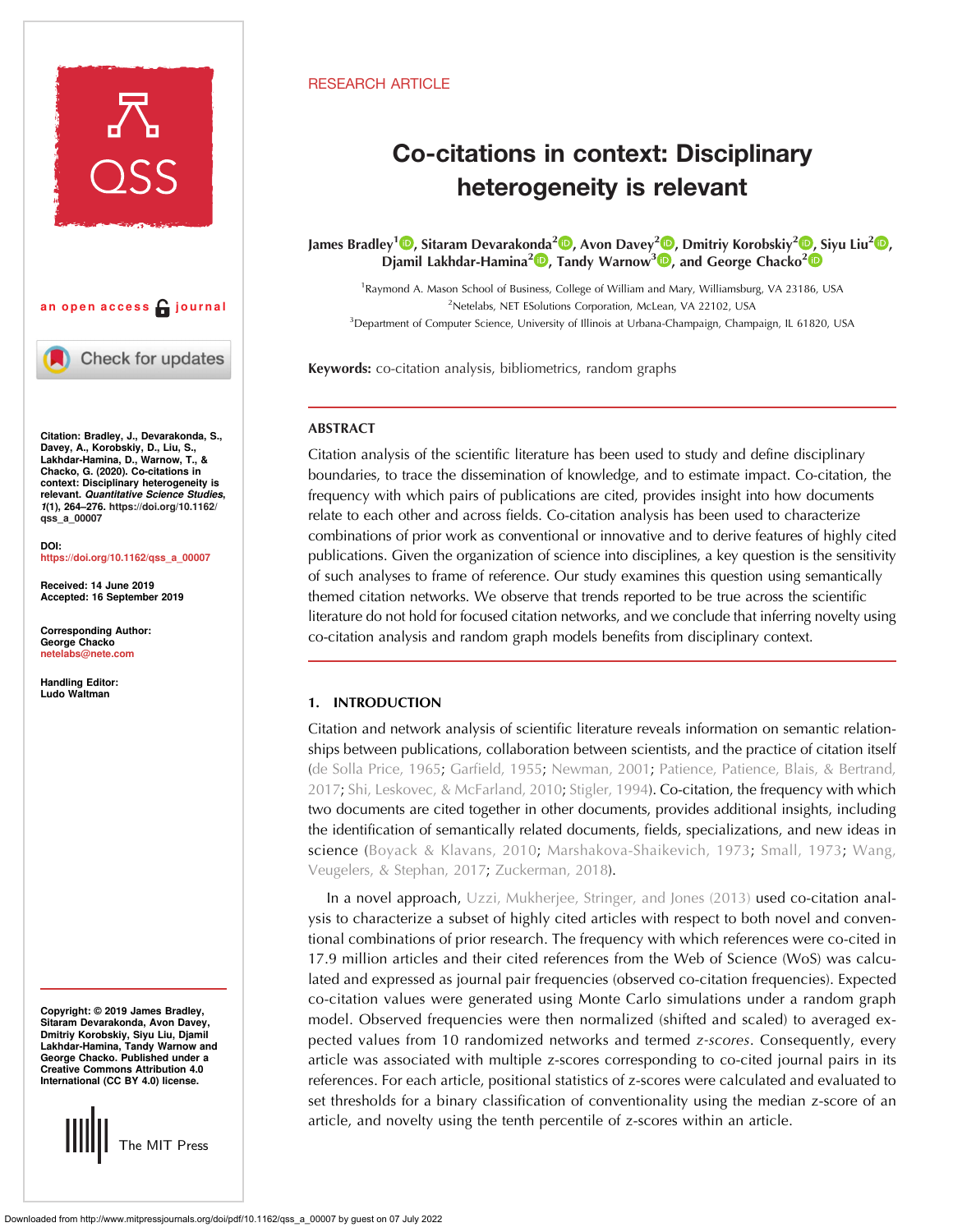RESEARCH ARTICLE

# Co-citations in context: Disciplinary heterogeneity is relevant

James Bradley[1], Sitaram Devarakonda[2], Avon Davey[2], Dmitriy Korobskiy[2], Siyu Liu[2], Djamil Lakhdar-Hamina[2], Tandy Warnow[3], and George Chacko[2]

[1]Raymond A. Mason School of Business, College of William and Mary, Williamsburg, VA 23186, USA
[2]Netelabs, NET ESolutions Corporation, McLean, VA 22102, USA
[3]Department of Computer Science, University of Illinois at Urbana-Champaign, Champaign, IL 61820, USA

**Keywords:** co-citation analysis, bibliometrics, random graphs

an open access journal

Citation: Bradley, J., Devarakonda, S., Davey, A., Korobskiy, D., Liu, S., Lakhdar-Hamina, D., Warnow, T., & Chacko, G. (2020). Co-citations in context: Disciplinary heterogeneity is relevant. *Quantitative Science Studies*, *1*(1), 264–276. https://doi.org/10.1162/qss_a_00007

DOI: https://doi.org/10.1162/qss_a_00007

Received: 14 June 2019
Accepted: 16 September 2019

Corresponding Author: George Chacko netelabs@nete.com

Handling Editor: Ludo Waltman

Copyright: © 2019 James Bradley, Sitaram Devarakonda, Avon Davey, Dmitriy Korobskiy, Siyu Liu, Djamil Lakhdar-Hamina, Tandy Warnow and George Chacko. Published under a Creative Commons Attribution 4.0 International (CC BY 4.0) license.

The MIT Press

## ABSTRACT

Citation analysis of the scientific literature has been used to study and define disciplinary boundaries, to trace the dissemination of knowledge, and to estimate impact. Co-citation, the frequency with which pairs of publications are cited, provides insight into how documents relate to each other and across fields. Co-citation analysis has been used to characterize combinations of prior work as conventional or innovative and to derive features of highly cited publications. Given the organization of science into disciplines, a key question is the sensitivity of such analyses to frame of reference. Our study examines this question using semantically themed citation networks. We observe that trends reported to be true across the scientific literature do not hold for focused citation networks, and we conclude that inferring novelty using co-citation analysis and random graph models benefits from disciplinary context.

## 1. INTRODUCTION

Citation and network analysis of scientific literature reveals information on semantic relationships between publications, collaboration between scientists, and the practice of citation itself (de Solla Price, 1965; Garfield, 1955; Newman, 2001; Patience, Patience, Blais, & Bertrand, 2017; Shi, Leskovec, & McFarland, 2010; Stigler, 1994). Co-citation, the frequency with which two documents are cited together in other documents, provides additional insights, including the identification of semantically related documents, fields, specializations, and new ideas in science (Boyack & Klavans, 2010; Marshakova-Shaikevich, 1973; Small, 1973; Wang, Veugelers, & Stephan, 2017; Zuckerman, 2018).

In a novel approach, Uzzi, Mukherjee, Stringer, and Jones (2013) used co-citation analysis to characterize a subset of highly cited articles with respect to both novel and conventional combinations of prior research. The frequency with which references were co-cited in 17.9 million articles and their cited references from the Web of Science (WoS) was calculated and expressed as journal pair frequencies (observed co-citation frequencies). Expected co-citation values were generated using Monte Carlo simulations under a random graph model. Observed frequencies were then normalized (shifted and scaled) to averaged expected values from 10 randomized networks and termed *z-scores*. Consequently, every article was associated with multiple z-scores corresponding to co-cited journal pairs in its references. For each article, positional statistics of z-scores were calculated and evaluated to set thresholds for a binary classification of conventionality using the median z-score of an article, and novelty using the tenth percentile of z-scores within an article.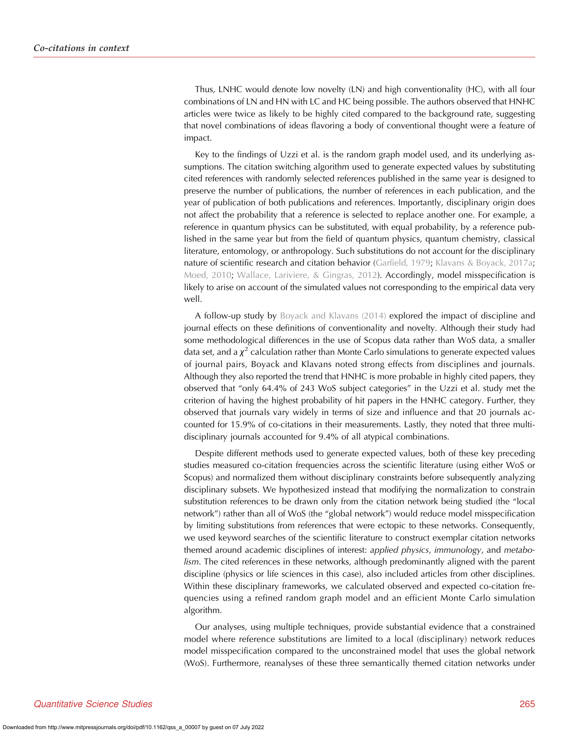Thus, LNHC would denote low novelty (LN) and high conventionality (HC), with all four combinations of LN and HN with LC and HC being possible. The authors observed that HNHC articles were twice as likely to be highly cited compared to the background rate, suggesting that novel combinations of ideas flavoring a body of conventional thought were a feature of impact.

Key to the findings of Uzzi et al. is the random graph model used, and its underlying assumptions. The citation switching algorithm used to generate expected values by substituting cited references with randomly selected references published in the same year is designed to preserve the number of publications, the number of references in each publication, and the year of publication of both publications and references. Importantly, disciplinary origin does not affect the probability that a reference is selected to replace another one. For example, a reference in quantum physics can be substituted, with equal probability, by a reference published in the same year but from the field of quantum physics, quantum chemistry, classical literature, entomology, or anthropology. Such substitutions do not account for the disciplinary nature of scientific research and citation behavior (Garfield, 1979; Klavans & Boyack, 2017a; Moed, 2010; Wallace, Lariviere, & Gingras, 2012). Accordingly, model misspecification is likely to arise on account of the simulated values not corresponding to the empirical data very well.

A follow-up study by Boyack and Klavans (2014) explored the impact of discipline and journal effects on these definitions of conventionality and novelty. Although their study had some methodological differences in the use of Scopus data rather than WoS data, a smaller data set, and a $\chi^2$ calculation rather than Monte Carlo simulations to generate expected values of journal pairs, Boyack and Klavans noted strong effects from disciplines and journals. Although they also reported the trend that HNHC is more probable in highly cited papers, they observed that "only 64.4% of 243 WoS subject categories" in the Uzzi et al. study met the criterion of having the highest probability of hit papers in the HNHC category. Further, they observed that journals vary widely in terms of size and influence and that 20 journals accounted for 15.9% of co-citations in their measurements. Lastly, they noted that three multidisciplinary journals accounted for 9.4% of all atypical combinations.

Despite different methods used to generate expected values, both of these key preceding studies measured co-citation frequencies across the scientific literature (using either WoS or Scopus) and normalized them without disciplinary constraints before subsequently analyzing disciplinary subsets. We hypothesized instead that modifying the normalization to constrain substitution references to be drawn only from the citation network being studied (the "local network") rather than all of WoS (the "global network") would reduce model misspecification by limiting substitutions from references that were ectopic to these networks. Consequently, we used keyword searches of the scientific literature to construct exemplar citation networks themed around academic disciplines of interest: *applied physics*, *immunology*, and *metabolism*. The cited references in these networks, although predominantly aligned with the parent discipline (physics or life sciences in this case), also included articles from other disciplines. Within these disciplinary frameworks, we calculated observed and expected co-citation frequencies using a refined random graph model and an efficient Monte Carlo simulation algorithm.

Our analyses, using multiple techniques, provide substantial evidence that a constrained model where reference substitutions are limited to a local (disciplinary) network reduces model misspecification compared to the unconstrained model that uses the global network (WoS). Furthermore, reanalyses of these three semantically themed citation networks under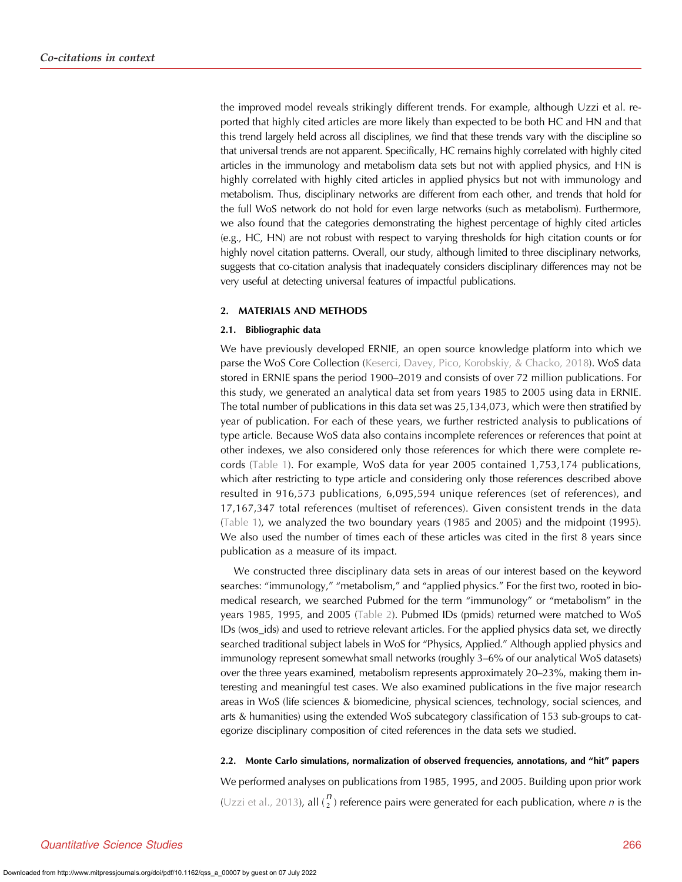the improved model reveals strikingly different trends. For example, although Uzzi et al. reported that highly cited articles are more likely than expected to be both HC and HN and that this trend largely held across all disciplines, we find that these trends vary with the discipline so that universal trends are not apparent. Specifically, HC remains highly correlated with highly cited articles in the immunology and metabolism data sets but not with applied physics, and HN is highly correlated with highly cited articles in applied physics but not with immunology and metabolism. Thus, disciplinary networks are different from each other, and trends that hold for the full WoS network do not hold for even large networks (such as metabolism). Furthermore, we also found that the categories demonstrating the highest percentage of highly cited articles (e.g., HC, HN) are not robust with respect to varying thresholds for high citation counts or for highly novel citation patterns. Overall, our study, although limited to three disciplinary networks, suggests that co-citation analysis that inadequately considers disciplinary differences may not be very useful at detecting universal features of impactful publications.

## 2. MATERIALS AND METHODS

### 2.1. Bibliographic data

We have previously developed ERNIE, an open source knowledge platform into which we parse the WoS Core Collection (Keserci, Davey, Pico, Korobskiy, & Chacko, 2018). WoS data stored in ERNIE spans the period 1900–2019 and consists of over 72 million publications. For this study, we generated an analytical data set from years 1985 to 2005 using data in ERNIE. The total number of publications in this data set was 25,134,073, which were then stratified by year of publication. For each of these years, we further restricted analysis to publications of type article. Because WoS data also contains incomplete references or references that point at other indexes, we also considered only those references for which there were complete records (Table 1). For example, WoS data for year 2005 contained 1,753,174 publications, which after restricting to type article and considering only those references described above resulted in 916,573 publications, 6,095,594 unique references (set of references), and 17,167,347 total references (multiset of references). Given consistent trends in the data (Table 1), we analyzed the two boundary years (1985 and 2005) and the midpoint (1995). We also used the number of times each of these articles was cited in the first 8 years since publication as a measure of its impact.

We constructed three disciplinary data sets in areas of our interest based on the keyword searches: "immunology," "metabolism," and "applied physics." For the first two, rooted in biomedical research, we searched Pubmed for the term "immunology" or "metabolism" in the years 1985, 1995, and 2005 (Table 2). Pubmed IDs (pmids) returned were matched to WoS IDs (wos_ids) and used to retrieve relevant articles. For the applied physics data set, we directly searched traditional subject labels in WoS for "Physics, Applied." Although applied physics and immunology represent somewhat small networks (roughly 3–6% of our analytical WoS datasets) over the three years examined, metabolism represents approximately 20–23%, making them interesting and meaningful test cases. We also examined publications in the five major research areas in WoS (life sciences & biomedicine, physical sciences, technology, social sciences, and arts & humanities) using the extended WoS subcategory classification of 153 sub-groups to categorize disciplinary composition of cited references in the data sets we studied.

### 2.2. Monte Carlo simulations, normalization of observed frequencies, annotations, and "hit" papers

We performed analyses on publications from 1985, 1995, and 2005. Building upon prior work (Uzzi et al., 2013), all $\binom{n}{2}$ reference pairs were generated for each publication, where $n$ is the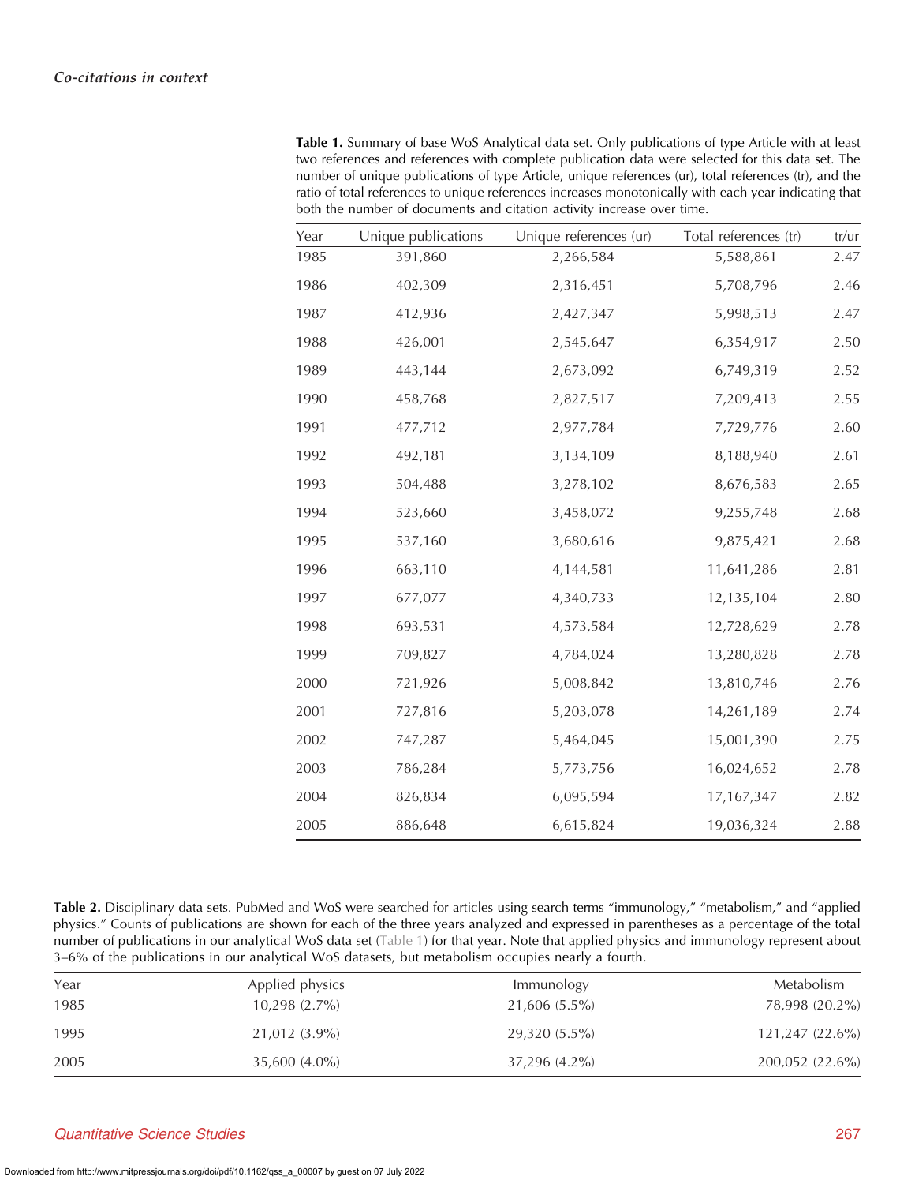**Table 1.** Summary of base WoS Analytical data set. Only publications of type Article with at least two references and references with complete publication data were selected for this data set. The number of unique publications of type Article, unique references (ur), total references (tr), and the ratio of total references to unique references increases monotonically with each year indicating that both the number of documents and citation activity increase over time.

| Year | Unique publications | Unique references (ur) | Total references (tr) | tr/ur |
|---|---|---|---|---|
| 1985 | 391,860 | 2,266,584 | 5,588,861 | 2.47 |
| 1986 | 402,309 | 2,316,451 | 5,708,796 | 2.46 |
| 1987 | 412,936 | 2,427,347 | 5,998,513 | 2.47 |
| 1988 | 426,001 | 2,545,647 | 6,354,917 | 2.50 |
| 1989 | 443,144 | 2,673,092 | 6,749,319 | 2.52 |
| 1990 | 458,768 | 2,827,517 | 7,209,413 | 2.55 |
| 1991 | 477,712 | 2,977,784 | 7,729,776 | 2.60 |
| 1992 | 492,181 | 3,134,109 | 8,188,940 | 2.61 |
| 1993 | 504,488 | 3,278,102 | 8,676,583 | 2.65 |
| 1994 | 523,660 | 3,458,072 | 9,255,748 | 2.68 |
| 1995 | 537,160 | 3,680,616 | 9,875,421 | 2.68 |
| 1996 | 663,110 | 4,144,581 | 11,641,286 | 2.81 |
| 1997 | 677,077 | 4,340,733 | 12,135,104 | 2.80 |
| 1998 | 693,531 | 4,573,584 | 12,728,629 | 2.78 |
| 1999 | 709,827 | 4,784,024 | 13,280,828 | 2.78 |
| 2000 | 721,926 | 5,008,842 | 13,810,746 | 2.76 |
| 2001 | 727,816 | 5,203,078 | 14,261,189 | 2.74 |
| 2002 | 747,287 | 5,464,045 | 15,001,390 | 2.75 |
| 2003 | 786,284 | 5,773,756 | 16,024,652 | 2.78 |
| 2004 | 826,834 | 6,095,594 | 17,167,347 | 2.82 |
| 2005 | 886,648 | 6,615,824 | 19,036,324 | 2.88 |

**Table 2.** Disciplinary data sets. PubMed and WoS were searched for articles using search terms "immunology," "metabolism," and "applied physics." Counts of publications are shown for each of the three years analyzed and expressed in parentheses as a percentage of the total number of publications in our analytical WoS data set (Table 1) for that year. Note that applied physics and immunology represent about 3–6% of the publications in our analytical WoS datasets, but metabolism occupies nearly a fourth.

| Year | Applied physics | Immunology | Metabolism |
|---|---|---|---|
| 1985 | 10,298 (2.7%) | 21,606 (5.5%) | 78,998 (20.2%) |
| 1995 | 21,012 (3.9%) | 29,320 (5.5%) | 121,247 (22.6%) |
| 2005 | 35,600 (4.0%) | 37,296 (4.2%) | 200,052 (22.6%) |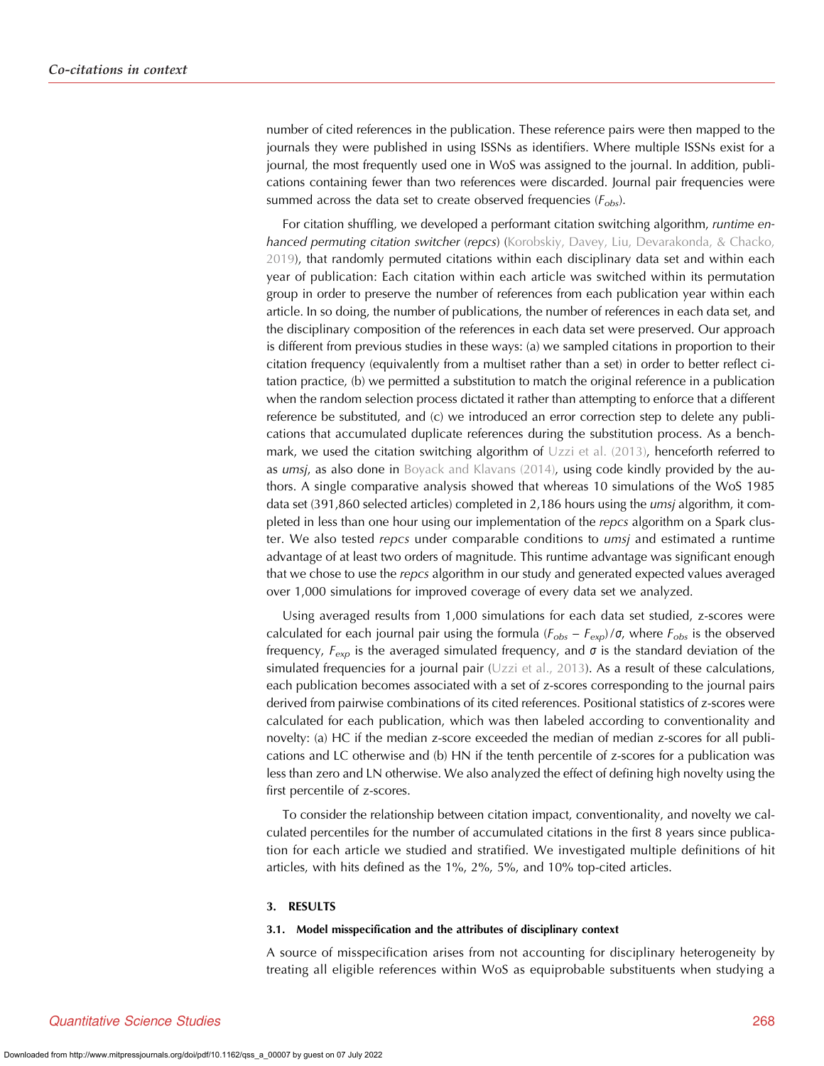number of cited references in the publication. These reference pairs were then mapped to the journals they were published in using ISSNs as identifiers. Where multiple ISSNs exist for a journal, the most frequently used one in WoS was assigned to the journal. In addition, publications containing fewer than two references were discarded. Journal pair frequencies were summed across the data set to create observed frequencies ($F_{obs}$).

For citation shuffling, we developed a performant citation switching algorithm, *runtime enhanced permuting citation switcher* (*repcs*) (Korobskiy, Davey, Liu, Devarakonda, & Chacko, 2019), that randomly permuted citations within each disciplinary data set and within each year of publication: Each citation within each article was switched within its permutation group in order to preserve the number of references from each publication year within each article. In so doing, the number of publications, the number of references in each data set, and the disciplinary composition of the references in each data set were preserved. Our approach is different from previous studies in these ways: (a) we sampled citations in proportion to their citation frequency (equivalently from a multiset rather than a set) in order to better reflect citation practice, (b) we permitted a substitution to match the original reference in a publication when the random selection process dictated it rather than attempting to enforce that a different reference be substituted, and (c) we introduced an error correction step to delete any publications that accumulated duplicate references during the substitution process. As a benchmark, we used the citation switching algorithm of Uzzi et al. (2013), henceforth referred to as *umsj*, as also done in Boyack and Klavans (2014), using code kindly provided by the authors. A single comparative analysis showed that whereas 10 simulations of the WoS 1985 data set (391,860 selected articles) completed in 2,186 hours using the *umsj* algorithm, it completed in less than one hour using our implementation of the *repcs* algorithm on a Spark cluster. We also tested *repcs* under comparable conditions to *umsj* and estimated a runtime advantage of at least two orders of magnitude. This runtime advantage was significant enough that we chose to use the *repcs* algorithm in our study and generated expected values averaged over 1,000 simulations for improved coverage of every data set we analyzed.

Using averaged results from 1,000 simulations for each data set studied, z-scores were calculated for each journal pair using the formula $(F_{obs} - F_{exp})/\sigma$, where $F_{obs}$ is the observed frequency, $F_{exp}$ is the averaged simulated frequency, and $\sigma$ is the standard deviation of the simulated frequencies for a journal pair (Uzzi et al., 2013). As a result of these calculations, each publication becomes associated with a set of z-scores corresponding to the journal pairs derived from pairwise combinations of its cited references. Positional statistics of z-scores were calculated for each publication, which was then labeled according to conventionality and novelty: (a) HC if the median z-score exceeded the median of median z-scores for all publications and LC otherwise and (b) HN if the tenth percentile of z-scores for a publication was less than zero and LN otherwise. We also analyzed the effect of defining high novelty using the first percentile of z-scores.

To consider the relationship between citation impact, conventionality, and novelty we calculated percentiles for the number of accumulated citations in the first 8 years since publication for each article we studied and stratified. We investigated multiple definitions of hit articles, with hits defined as the 1%, 2%, 5%, and 10% top-cited articles.

## 3. RESULTS

### 3.1. Model misspecification and the attributes of disciplinary context

A source of misspecification arises from not accounting for disciplinary heterogeneity by treating all eligible references within WoS as equiprobable substituents when studying a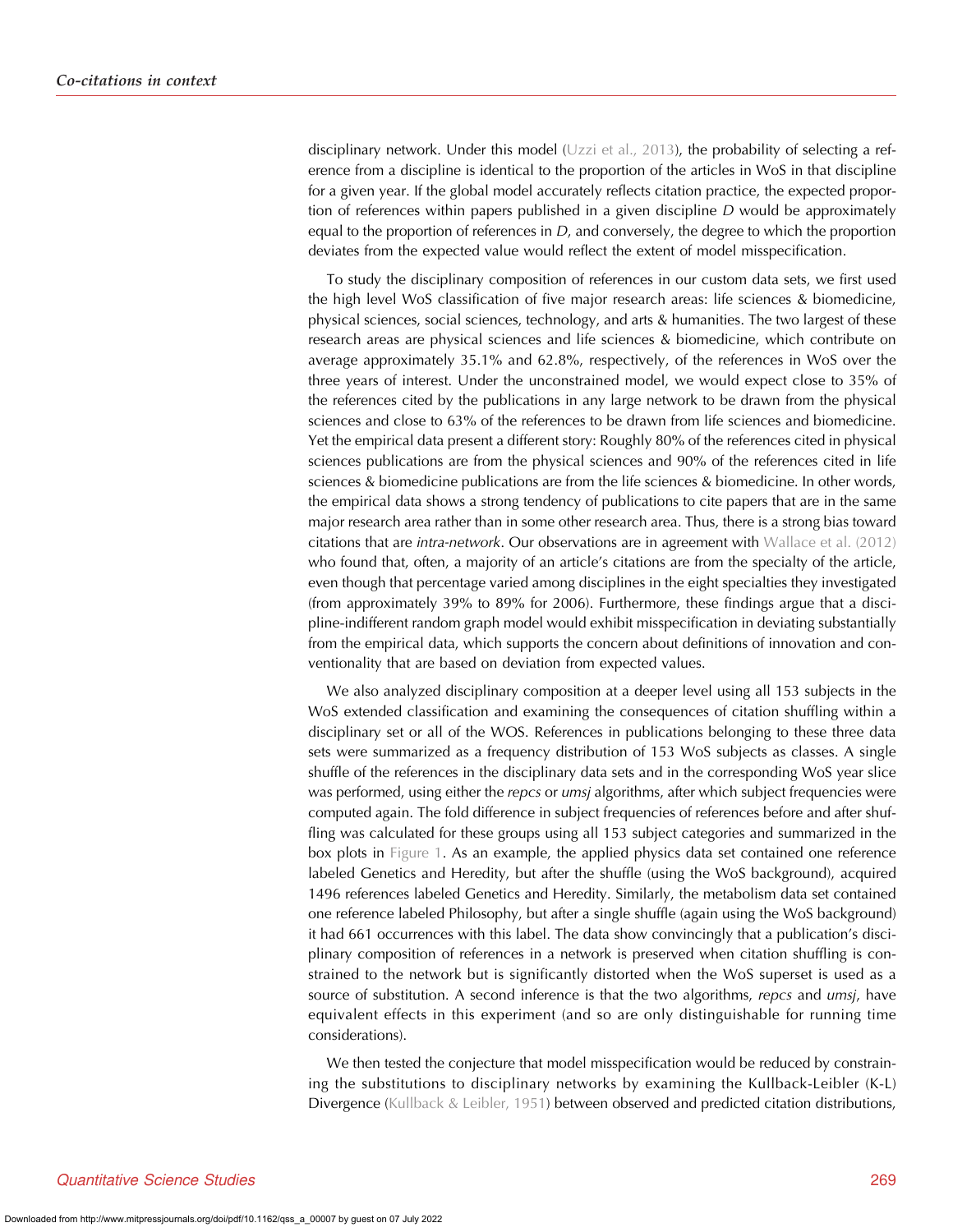disciplinary network. Under this model (Uzzi et al., 2013), the probability of selecting a reference from a discipline is identical to the proportion of the articles in WoS in that discipline for a given year. If the global model accurately reflects citation practice, the expected proportion of references within papers published in a given discipline $D$ would be approximately equal to the proportion of references in $D$, and conversely, the degree to which the proportion deviates from the expected value would reflect the extent of model misspecification.

To study the disciplinary composition of references in our custom data sets, we first used the high level WoS classification of five major research areas: life sciences & biomedicine, physical sciences, social sciences, technology, and arts & humanities. The two largest of these research areas are physical sciences and life sciences & biomedicine, which contribute on average approximately 35.1% and 62.8%, respectively, of the references in WoS over the three years of interest. Under the unconstrained model, we would expect close to 35% of the references cited by the publications in any large network to be drawn from the physical sciences and close to 63% of the references to be drawn from life sciences and biomedicine. Yet the empirical data present a different story: Roughly 80% of the references cited in physical sciences publications are from the physical sciences and 90% of the references cited in life sciences & biomedicine publications are from the life sciences & biomedicine. In other words, the empirical data shows a strong tendency of publications to cite papers that are in the same major research area rather than in some other research area. Thus, there is a strong bias toward citations that are *intra-network*. Our observations are in agreement with Wallace et al. (2012) who found that, often, a majority of an article's citations are from the specialty of the article, even though that percentage varied among disciplines in the eight specialties they investigated (from approximately 39% to 89% for 2006). Furthermore, these findings argue that a discipline-indifferent random graph model would exhibit misspecification in deviating substantially from the empirical data, which supports the concern about definitions of innovation and conventionality that are based on deviation from expected values.

We also analyzed disciplinary composition at a deeper level using all 153 subjects in the WoS extended classification and examining the consequences of citation shuffling within a disciplinary set or all of the WOS. References in publications belonging to these three data sets were summarized as a frequency distribution of 153 WoS subjects as classes. A single shuffle of the references in the disciplinary data sets and in the corresponding WoS year slice was performed, using either the *repcs* or *umsj* algorithms, after which subject frequencies were computed again. The fold difference in subject frequencies of references before and after shuffling was calculated for these groups using all 153 subject categories and summarized in the box plots in Figure 1. As an example, the applied physics data set contained one reference labeled Genetics and Heredity, but after the shuffle (using the WoS background), acquired 1496 references labeled Genetics and Heredity. Similarly, the metabolism data set contained one reference labeled Philosophy, but after a single shuffle (again using the WoS background) it had 661 occurrences with this label. The data show convincingly that a publication's disciplinary composition of references in a network is preserved when citation shuffling is constrained to the network but is significantly distorted when the WoS superset is used as a source of substitution. A second inference is that the two algorithms, *repcs* and *umsj*, have equivalent effects in this experiment (and so are only distinguishable for running time considerations).

We then tested the conjecture that model misspecification would be reduced by constraining the substitutions to disciplinary networks by examining the Kullback-Leibler (K-L) Divergence (Kullback & Leibler, 1951) between observed and predicted citation distributions,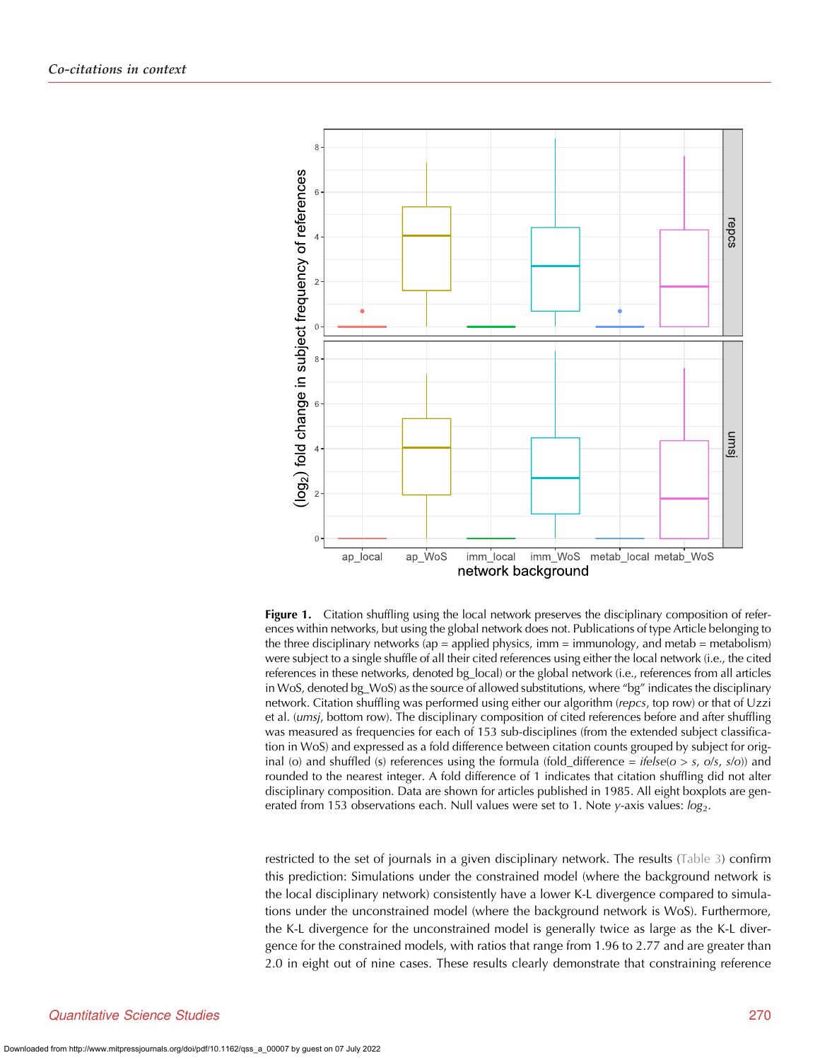**Figure 1.** Citation shuffling using the local network preserves the disciplinary composition of references within networks, but using the global network does not. Publications of type Article belonging to the three disciplinary networks (ap = applied physics, imm = immunology, and metab = metabolism) were subject to a single shuffle of all their cited references using either the local network (i.e., the cited references in these networks, denoted bg_local) or the global network (i.e., references from all articles in WoS, denoted bg_WoS) as the source of allowed substitutions, where "bg" indicates the disciplinary network. Citation shuffling was performed using either our algorithm (*repcs*, top row) or that of Uzzi et al. (*umsj*, bottom row). The disciplinary composition of cited references before and after shuffling was measured as frequencies for each of 153 sub-disciplines (from the extended subject classification in WoS) and expressed as a fold difference between citation counts grouped by subject for original (o) and shuffled (s) references using the formula (fold_difference = *ifelse*($o > s$, $o/s$, $s/o$)) and rounded to the nearest integer. A fold difference of 1 indicates that citation shuffling did not alter disciplinary composition. Data are shown for articles published in 1985. All eight boxplots are generated from 153 observations each. Null values were set to 1. Note *y*-axis values: $log_2$.

restricted to the set of journals in a given disciplinary network. The results (Table 3) confirm this prediction: Simulations under the constrained model (where the background network is the local disciplinary network) consistently have a lower K-L divergence compared to simulations under the unconstrained model (where the background network is WoS). Furthermore, the K-L divergence for the unconstrained model is generally twice as large as the K-L divergence for the constrained models, with ratios that range from 1.96 to 2.77 and are greater than 2.0 in eight out of nine cases. These results clearly demonstrate that constraining reference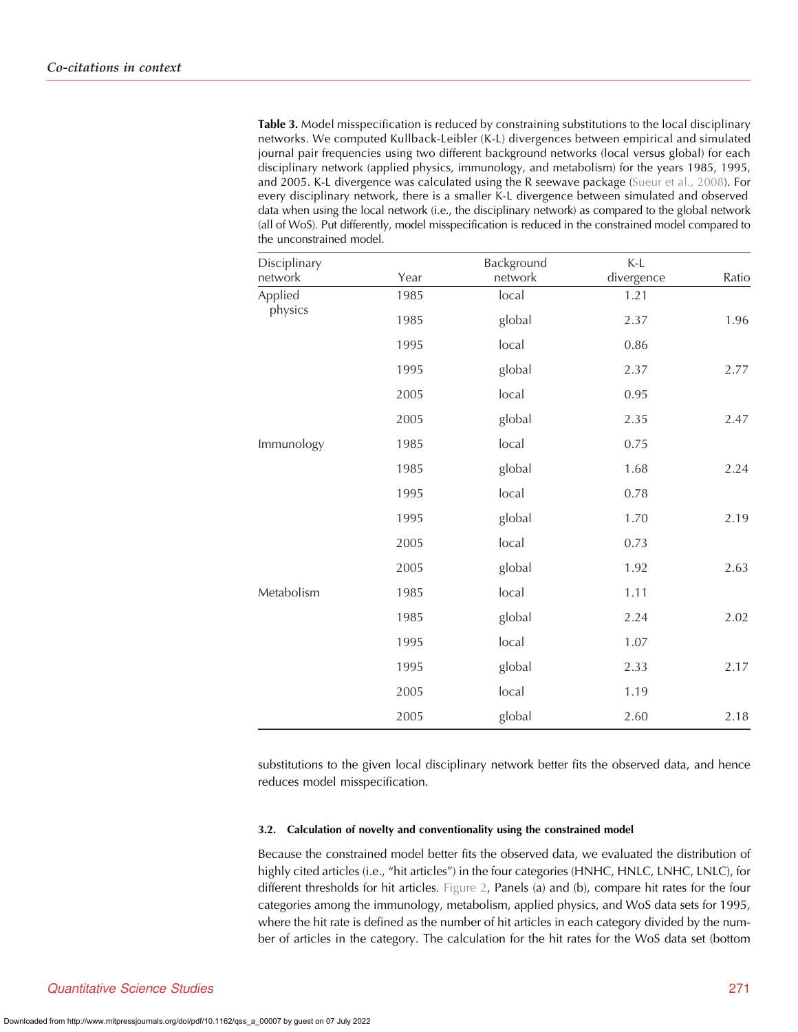**Table 3.** Model misspecification is reduced by constraining substitutions to the local disciplinary networks. We computed Kullback-Leibler (K-L) divergences between empirical and simulated journal pair frequencies using two different background networks (local versus global) for each disciplinary network (applied physics, immunology, and metabolism) for the years 1985, 1995, and 2005. K-L divergence was calculated using the R seewave package (Sueur et al., 2008). For every disciplinary network, there is a smaller K-L divergence between simulated and observed data when using the local network (i.e., the disciplinary network) as compared to the global network (all of WoS). Put differently, model misspecification is reduced in the constrained model compared to the unconstrained model.

| Disciplinary network | Year | Background network | K-L divergence | Ratio |
|---|---|---|---|---|
| Applied physics | 1985 | local | 1.21 | |
| | 1985 | global | 2.37 | 1.96 |
| | 1995 | local | 0.86 | |
| | 1995 | global | 2.37 | 2.77 |
| | 2005 | local | 0.95 | |
| | 2005 | global | 2.35 | 2.47 |
| Immunology | 1985 | local | 0.75 | |
| | 1985 | global | 1.68 | 2.24 |
| | 1995 | local | 0.78 | |
| | 1995 | global | 1.70 | 2.19 |
| | 2005 | local | 0.73 | |
| | 2005 | global | 1.92 | 2.63 |
| Metabolism | 1985 | local | 1.11 | |
| | 1985 | global | 2.24 | 2.02 |
| | 1995 | local | 1.07 | |
| | 1995 | global | 2.33 | 2.17 |
| | 2005 | local | 1.19 | |
| | 2005 | global | 2.60 | 2.18 |

substitutions to the given local disciplinary network better fits the observed data, and hence reduces model misspecification.

### 3.2. Calculation of novelty and conventionality using the constrained model

Because the constrained model better fits the observed data, we evaluated the distribution of highly cited articles (i.e., "hit articles") in the four categories (HNHC, HNLC, LNHC, LNLC), for different thresholds for hit articles. Figure 2, Panels (a) and (b), compare hit rates for the four categories among the immunology, metabolism, applied physics, and WoS data sets for 1995, where the hit rate is defined as the number of hit articles in each category divided by the number of articles in the category. The calculation for the hit rates for the WoS data set (bottom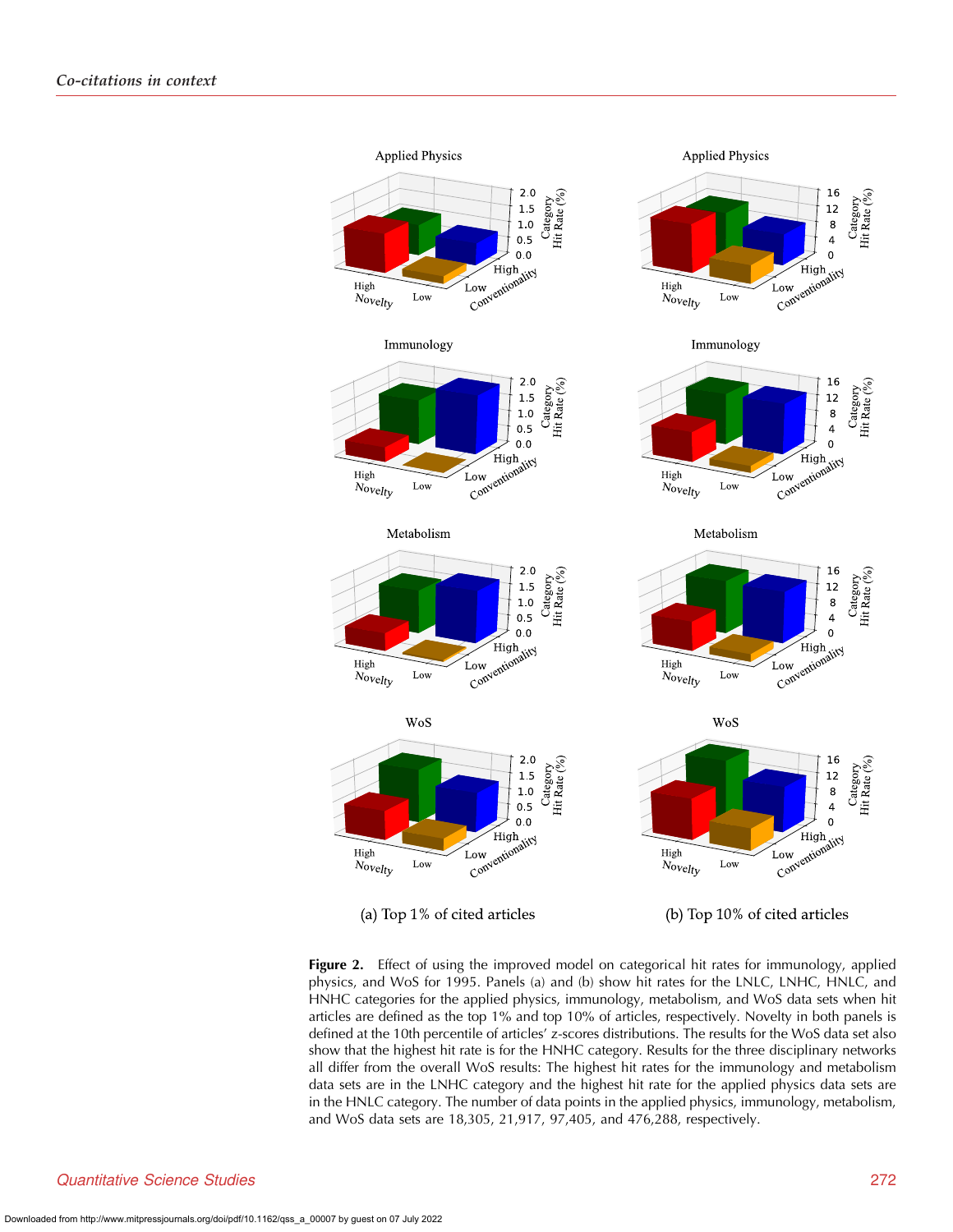**Figure 2.** Effect of using the improved model on categorical hit rates for immunology, applied physics, and WoS for 1995. Panels (a) and (b) show hit rates for the LNLC, LNHC, HNLC, and HNHC categories for the applied physics, immunology, metabolism, and WoS data sets when hit articles are defined as the top 1% and top 10% of articles, respectively. Novelty in both panels is defined at the 10th percentile of articles' z-scores distributions. The results for the WoS data set also show that the highest hit rate is for the HNHC category. Results for the three disciplinary networks all differ from the overall WoS results: The highest hit rates for the immunology and metabolism data sets are in the LNHC category and the highest hit rate for the applied physics data sets are in the HNLC category. The number of data points in the applied physics, immunology, metabolism, and WoS data sets are 18,305, 21,917, 97,405, and 476,288, respectively.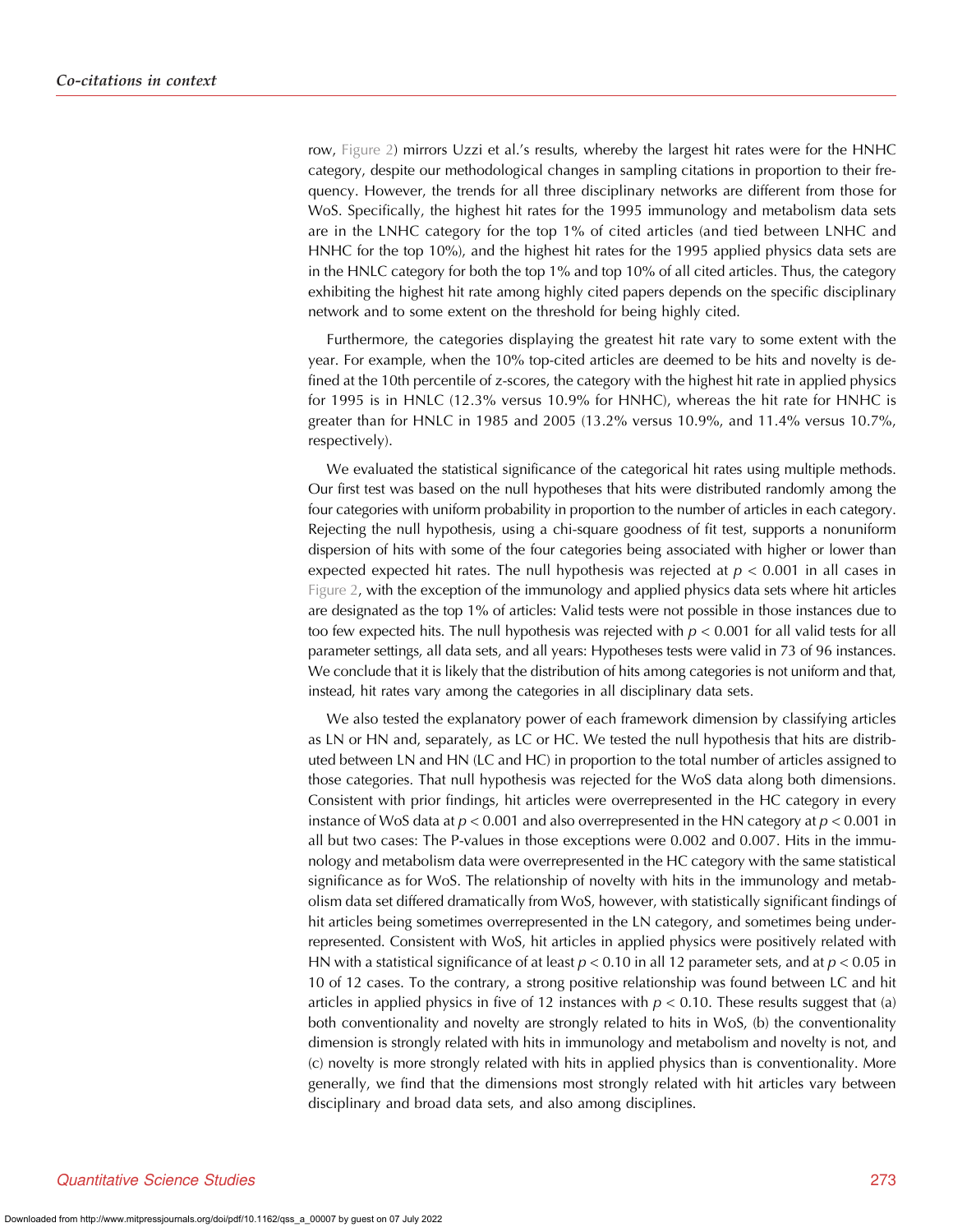row, Figure 2) mirrors Uzzi et al.'s results, whereby the largest hit rates were for the HNHC category, despite our methodological changes in sampling citations in proportion to their frequency. However, the trends for all three disciplinary networks are different from those for WoS. Specifically, the highest hit rates for the 1995 immunology and metabolism data sets are in the LNHC category for the top 1% of cited articles (and tied between LNHC and HNHC for the top 10%), and the highest hit rates for the 1995 applied physics data sets are in the HNLC category for both the top 1% and top 10% of all cited articles. Thus, the category exhibiting the highest hit rate among highly cited papers depends on the specific disciplinary network and to some extent on the threshold for being highly cited.

Furthermore, the categories displaying the greatest hit rate vary to some extent with the year. For example, when the 10% top-cited articles are deemed to be hits and novelty is defined at the 10th percentile of z-scores, the category with the highest hit rate in applied physics for 1995 is in HNLC (12.3% versus 10.9% for HNHC), whereas the hit rate for HNHC is greater than for HNLC in 1985 and 2005 (13.2% versus 10.9%, and 11.4% versus 10.7%, respectively).

We evaluated the statistical significance of the categorical hit rates using multiple methods. Our first test was based on the null hypotheses that hits were distributed randomly among the four categories with uniform probability in proportion to the number of articles in each category. Rejecting the null hypothesis, using a chi-square goodness of fit test, supports a nonuniform dispersion of hits with some of the four categories being associated with higher or lower than expected expected hit rates. The null hypothesis was rejected at $p < 0.001$ in all cases in Figure 2, with the exception of the immunology and applied physics data sets where hit articles are designated as the top 1% of articles: Valid tests were not possible in those instances due to too few expected hits. The null hypothesis was rejected with $p < 0.001$ for all valid tests for all parameter settings, all data sets, and all years: Hypotheses tests were valid in 73 of 96 instances. We conclude that it is likely that the distribution of hits among categories is not uniform and that, instead, hit rates vary among the categories in all disciplinary data sets.

We also tested the explanatory power of each framework dimension by classifying articles as LN or HN and, separately, as LC or HC. We tested the null hypothesis that hits are distributed between LN and HN (LC and HC) in proportion to the total number of articles assigned to those categories. That null hypothesis was rejected for the WoS data along both dimensions. Consistent with prior findings, hit articles were overrepresented in the HC category in every instance of WoS data at $p < 0.001$ and also overrepresented in the HN category at $p < 0.001$ in all but two cases: The P-values in those exceptions were 0.002 and 0.007. Hits in the immunology and metabolism data were overrepresented in the HC category with the same statistical significance as for WoS. The relationship of novelty with hits in the immunology and metabolism data set differed dramatically from WoS, however, with statistically significant findings of hit articles being sometimes overrepresented in the LN category, and sometimes being underrepresented. Consistent with WoS, hit articles in applied physics were positively related with HN with a statistical significance of at least $p < 0.10$ in all 12 parameter sets, and at $p < 0.05$ in 10 of 12 cases. To the contrary, a strong positive relationship was found between LC and hit articles in applied physics in five of 12 instances with $p < 0.10$. These results suggest that (a) both conventionality and novelty are strongly related to hits in WoS, (b) the conventionality dimension is strongly related with hits in immunology and metabolism and novelty is not, and (c) novelty is more strongly related with hits in applied physics than is conventionality. More generally, we find that the dimensions most strongly related with hit articles vary between disciplinary and broad data sets, and also among disciplines.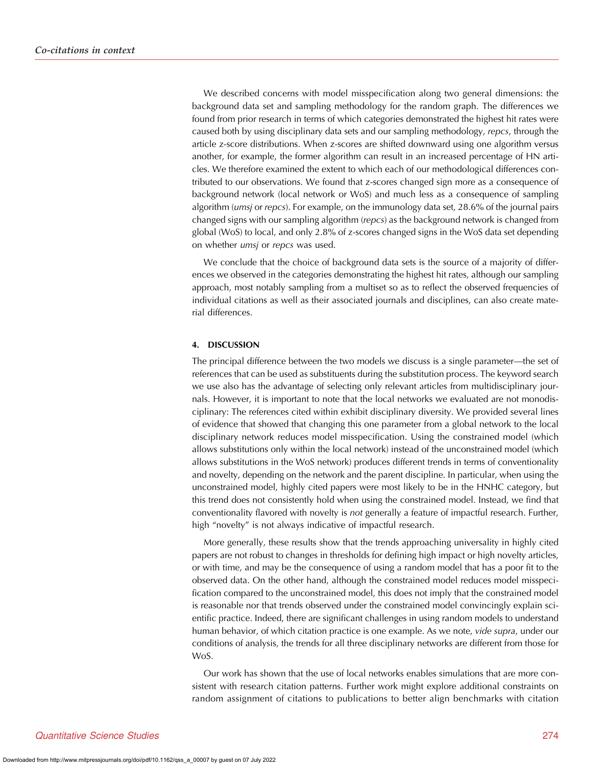We described concerns with model misspecification along two general dimensions: the background data set and sampling methodology for the random graph. The differences we found from prior research in terms of which categories demonstrated the highest hit rates were caused both by using disciplinary data sets and our sampling methodology, *repcs*, through the article z-score distributions. When z-scores are shifted downward using one algorithm versus another, for example, the former algorithm can result in an increased percentage of HN articles. We therefore examined the extent to which each of our methodological differences contributed to our observations. We found that z-scores changed sign more as a consequence of background network (local network or WoS) and much less as a consequence of sampling algorithm (*umsj* or *repcs*). For example, on the immunology data set, 28.6% of the journal pairs changed signs with our sampling algorithm (*repcs*) as the background network is changed from global (WoS) to local, and only 2.8% of z-scores changed signs in the WoS data set depending on whether *umsj* or *repcs* was used.

We conclude that the choice of background data sets is the source of a majority of differences we observed in the categories demonstrating the highest hit rates, although our sampling approach, most notably sampling from a multiset so as to reflect the observed frequencies of individual citations as well as their associated journals and disciplines, can also create material differences.

## 4. DISCUSSION

The principal difference between the two models we discuss is a single parameter—the set of references that can be used as substituents during the substitution process. The keyword search we use also has the advantage of selecting only relevant articles from multidisciplinary journals. However, it is important to note that the local networks we evaluated are not monodisciplinary: The references cited within exhibit disciplinary diversity. We provided several lines of evidence that showed that changing this one parameter from a global network to the local disciplinary network reduces model misspecification. Using the constrained model (which allows substitutions only within the local network) instead of the unconstrained model (which allows substitutions in the WoS network) produces different trends in terms of conventionality and novelty, depending on the network and the parent discipline. In particular, when using the unconstrained model, highly cited papers were most likely to be in the HNHC category, but this trend does not consistently hold when using the constrained model. Instead, we find that conventionality flavored with novelty is *not* generally a feature of impactful research. Further, high "novelty" is not always indicative of impactful research.

More generally, these results show that the trends approaching universality in highly cited papers are not robust to changes in thresholds for defining high impact or high novelty articles, or with time, and may be the consequence of using a random model that has a poor fit to the observed data. On the other hand, although the constrained model reduces model misspecification compared to the unconstrained model, this does not imply that the constrained model is reasonable nor that trends observed under the constrained model convincingly explain scientific practice. Indeed, there are significant challenges in using random models to understand human behavior, of which citation practice is one example. As we note, *vide supra*, under our conditions of analysis, the trends for all three disciplinary networks are different from those for WoS.

Our work has shown that the use of local networks enables simulations that are more consistent with research citation patterns. Further work might explore additional constraints on random assignment of citations to publications to better align benchmarks with citation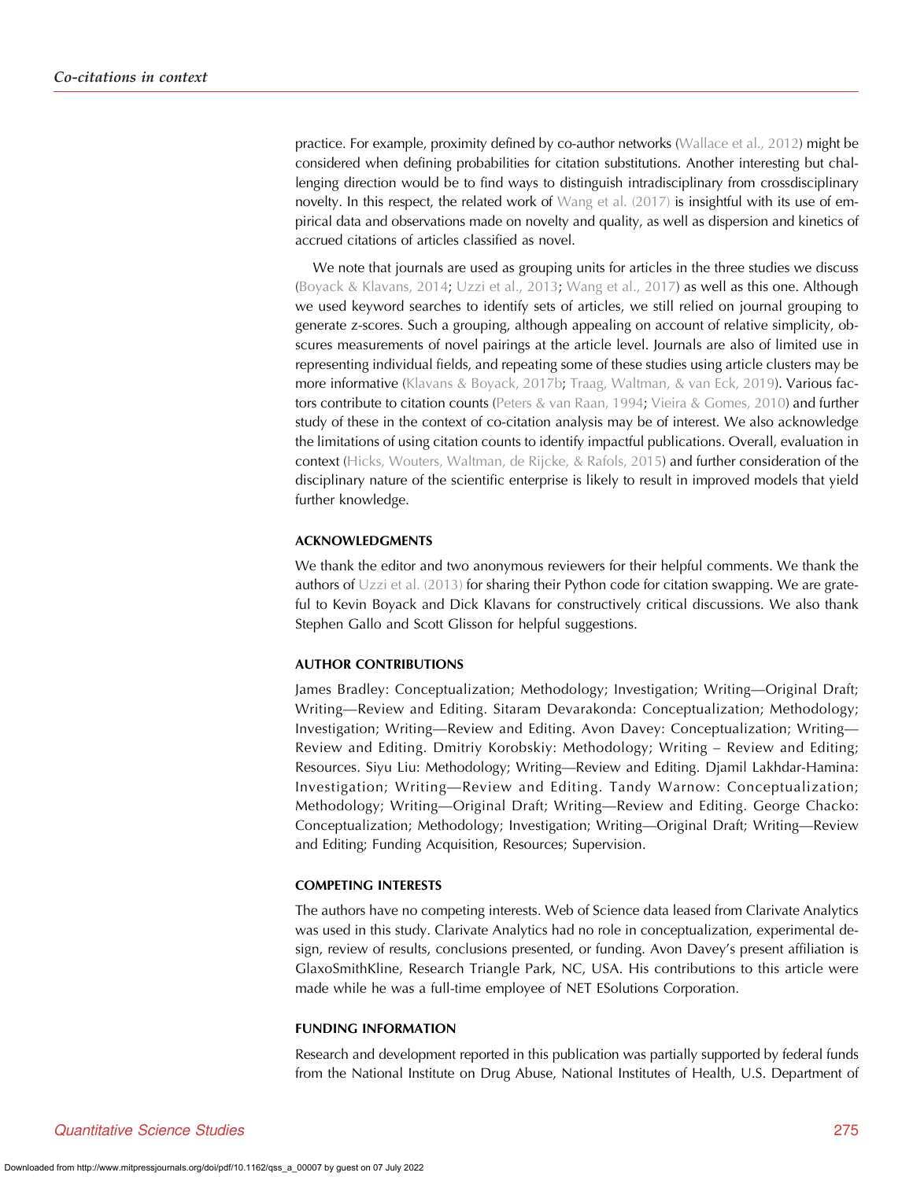practice. For example, proximity defined by co-author networks (Wallace et al., 2012) might be considered when defining probabilities for citation substitutions. Another interesting but challenging direction would be to find ways to distinguish intradisciplinary from crossdisciplinary novelty. In this respect, the related work of Wang et al. (2017) is insightful with its use of empirical data and observations made on novelty and quality, as well as dispersion and kinetics of accrued citations of articles classified as novel.

We note that journals are used as grouping units for articles in the three studies we discuss (Boyack & Klavans, 2014; Uzzi et al., 2013; Wang et al., 2017) as well as this one. Although we used keyword searches to identify sets of articles, we still relied on journal grouping to generate z-scores. Such a grouping, although appealing on account of relative simplicity, obscures measurements of novel pairings at the article level. Journals are also of limited use in representing individual fields, and repeating some of these studies using article clusters may be more informative (Klavans & Boyack, 2017b; Traag, Waltman, & van Eck, 2019). Various factors contribute to citation counts (Peters & van Raan, 1994; Vieira & Gomes, 2010) and further study of these in the context of co-citation analysis may be of interest. We also acknowledge the limitations of using citation counts to identify impactful publications. Overall, evaluation in context (Hicks, Wouters, Waltman, de Rijcke, & Rafols, 2015) and further consideration of the disciplinary nature of the scientific enterprise is likely to result in improved models that yield further knowledge.

## ACKNOWLEDGMENTS

We thank the editor and two anonymous reviewers for their helpful comments. We thank the authors of Uzzi et al. (2013) for sharing their Python code for citation swapping. We are grateful to Kevin Boyack and Dick Klavans for constructively critical discussions. We also thank Stephen Gallo and Scott Glisson for helpful suggestions.

## AUTHOR CONTRIBUTIONS

James Bradley: Conceptualization; Methodology; Investigation; Writing—Original Draft; Writing—Review and Editing. Sitaram Devarakonda: Conceptualization; Methodology; Investigation; Writing—Review and Editing. Avon Davey: Conceptualization; Writing—Review and Editing. Dmitriy Korobskiy: Methodology; Writing – Review and Editing; Resources. Siyu Liu: Methodology; Writing—Review and Editing. Djamil Lakhdar-Hamina: Investigation; Writing—Review and Editing. Tandy Warnow: Conceptualization; Methodology; Writing—Original Draft; Writing—Review and Editing. George Chacko: Conceptualization; Methodology; Investigation; Writing—Original Draft; Writing—Review and Editing; Funding Acquisition, Resources; Supervision.

## COMPETING INTERESTS

The authors have no competing interests. Web of Science data leased from Clarivate Analytics was used in this study. Clarivate Analytics had no role in conceptualization, experimental design, review of results, conclusions presented, or funding. Avon Davey's present affiliation is GlaxoSmithKline, Research Triangle Park, NC, USA. His contributions to this article were made while he was a full-time employee of NET ESolutions Corporation.

## FUNDING INFORMATION

Research and development reported in this publication was partially supported by federal funds from the National Institute on Drug Abuse, National Institutes of Health, U.S. Department of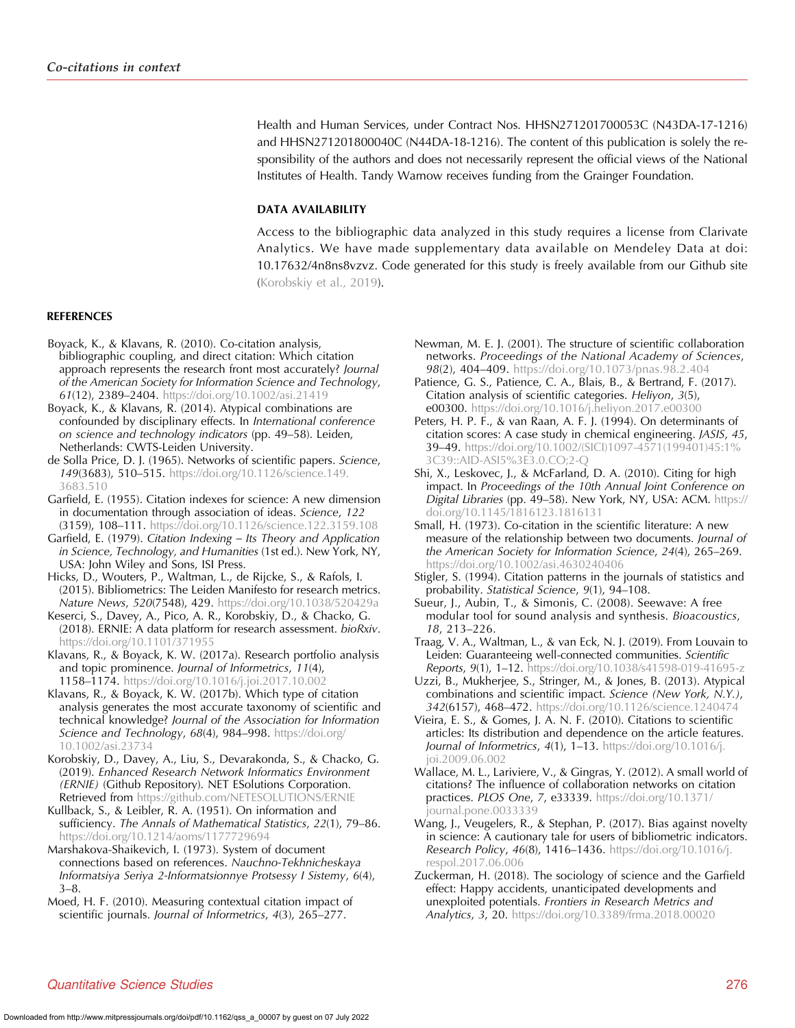Health and Human Services, under Contract Nos. HHSN271201700053C (N43DA-17-1216) and HHSN271201800040C (N44DA-18-1216). The content of this publication is solely the responsibility of the authors and does not necessarily represent the official views of the National Institutes of Health. Tandy Warnow receives funding from the Grainger Foundation.

## DATA AVAILABILITY

Access to the bibliographic data analyzed in this study requires a license from Clarivate Analytics. We have made supplementary data available on Mendeley Data at doi: 10.17632/4n8ns8vzvz. Code generated for this study is freely available from our Github site (Korobskiy et al., 2019).

## REFERENCES

Boyack, K., & Klavans, R. (2010). Co-citation analysis, bibliographic coupling, and direct citation: Which citation approach represents the research front most accurately? *Journal of the American Society for Information Science and Technology*, *61*(12), 2389–2404. https://doi.org/10.1002/asi.21419

Boyack, K., & Klavans, R. (2014). Atypical combinations are confounded by disciplinary effects. In *International conference on science and technology indicators* (pp. 49–58). Leiden, Netherlands: CWTS-Leiden University.

de Solla Price, D. J. (1965). Networks of scientific papers. *Science*, *149*(3683), 510–515. https://doi.org/10.1126/science.149.3683.510

Garfield, E. (1955). Citation indexes for science: A new dimension in documentation through association of ideas. *Science*, *122* (3159), 108–111. https://doi.org/10.1126/science.122.3159.108

Garfield, E. (1979). *Citation Indexing – Its Theory and Application in Science, Technology, and Humanities* (1st ed.). New York, NY, USA: John Wiley and Sons, ISI Press.

Hicks, D., Wouters, P., Waltman, L., de Rijcke, S., & Rafols, I. (2015). Bibliometrics: The Leiden Manifesto for research metrics. *Nature News*, *520*(7548), 429. https://doi.org/10.1038/520429a

Keserci, S., Davey, A., Pico, A. R., Korobskiy, D., & Chacko, G. (2018). ERNIE: A data platform for research assessment. *bioRxiv*. https://doi.org/10.1101/371955

Klavans, R., & Boyack, K. W. (2017a). Research portfolio analysis and topic prominence. *Journal of Informetrics*, *11*(4), 1158–1174. https://doi.org/10.1016/j.joi.2017.10.002

Klavans, R., & Boyack, K. W. (2017b). Which type of citation analysis generates the most accurate taxonomy of scientific and technical knowledge? *Journal of the Association for Information Science and Technology*, *68*(4), 984–998. https://doi.org/10.1002/asi.23734

Korobskiy, D., Davey, A., Liu, S., Devarakonda, S., & Chacko, G. (2019). *Enhanced Research Network Informatics Environment (ERNIE)* (Github Repository). NET ESolutions Corporation. Retrieved from https://github.com/NETESOLUTIONS/ERNIE

Kullback, S., & Leibler, R. A. (1951). On information and sufficiency. *The Annals of Mathematical Statistics*, *22*(1), 79–86. https://doi.org/10.1214/aoms/1177729694

Marshakova-Shaikevich, I. (1973). System of document connections based on references. *Nauchno-Tekhnicheskaya Informatsiya Seriya 2-Informatsionnye Protsessy I Sistemy*, *6*(4), 3–8.

Moed, H. F. (2010). Measuring contextual citation impact of scientific journals. *Journal of Informetrics*, *4*(3), 265–277.

Newman, M. E. J. (2001). The structure of scientific collaboration networks. *Proceedings of the National Academy of Sciences*, *98*(2), 404–409. https://doi.org/10.1073/pnas.98.2.404

Patience, G. S., Patience, C. A., Blais, B., & Bertrand, F. (2017). Citation analysis of scientific categories. *Heliyon*, *3*(5), e00300. https://doi.org/10.1016/j.heliyon.2017.e00300

Peters, H. P. F., & van Raan, A. F. J. (1994). On determinants of citation scores: A case study in chemical engineering. *JASIS*, *45*, 39–49. https://doi.org/10.1002/(SICI)1097-4571(199401)45:1%3C39::AID-ASI5%3E3.0.CO;2-Q

Shi, X., Leskovec, J., & McFarland, D. A. (2010). Citing for high impact. In *Proceedings of the 10th Annual Joint Conference on Digital Libraries* (pp. 49–58). New York, NY, USA: ACM. https://doi.org/10.1145/1816123.1816131

Small, H. (1973). Co-citation in the scientific literature: A new measure of the relationship between two documents. *Journal of the American Society for Information Science*, *24*(4), 265–269. https://doi.org/10.1002/asi.4630240406

Stigler, S. (1994). Citation patterns in the journals of statistics and probability. *Statistical Science*, *9*(1), 94–108.

Sueur, J., Aubin, T., & Simonis, C. (2008). Seewave: A free modular tool for sound analysis and synthesis. *Bioacoustics*, *18*, 213–226.

Traag, V. A., Waltman, L., & van Eck, N. J. (2019). From Louvain to Leiden: Guaranteeing well-connected communities. *Scientific Reports*, *9*(1), 1–12. https://doi.org/10.1038/s41598-019-41695-z

Uzzi, B., Mukherjee, S., Stringer, M., & Jones, B. (2013). Atypical combinations and scientific impact. *Science (New York, N.Y.)*, *342*(6157), 468–472. https://doi.org/10.1126/science.1240474

Vieira, E. S., & Gomes, J. A. N. F. (2010). Citations to scientific articles: Its distribution and dependence on the article features. *Journal of Informetrics*, *4*(1), 1–13. https://doi.org/10.1016/j.joi.2009.06.002

Wallace, M. L., Lariviere, V., & Gingras, Y. (2012). A small world of citations? The influence of collaboration networks on citation practices. *PLOS One*, *7*, e33339. https://doi.org/10.1371/journal.pone.0033339

Wang, J., Veugelers, R., & Stephan, P. (2017). Bias against novelty in science: A cautionary tale for users of bibliometric indicators. *Research Policy*, *46*(8), 1416–1436. https://doi.org/10.1016/j.respol.2017.06.006

Zuckerman, H. (2018). The sociology of science and the Garfield effect: Happy accidents, unanticipated developments and unexploited potentials. *Frontiers in Research Metrics and Analytics*, *3*, 20. https://doi.org/10.3389/frma.2018.00020